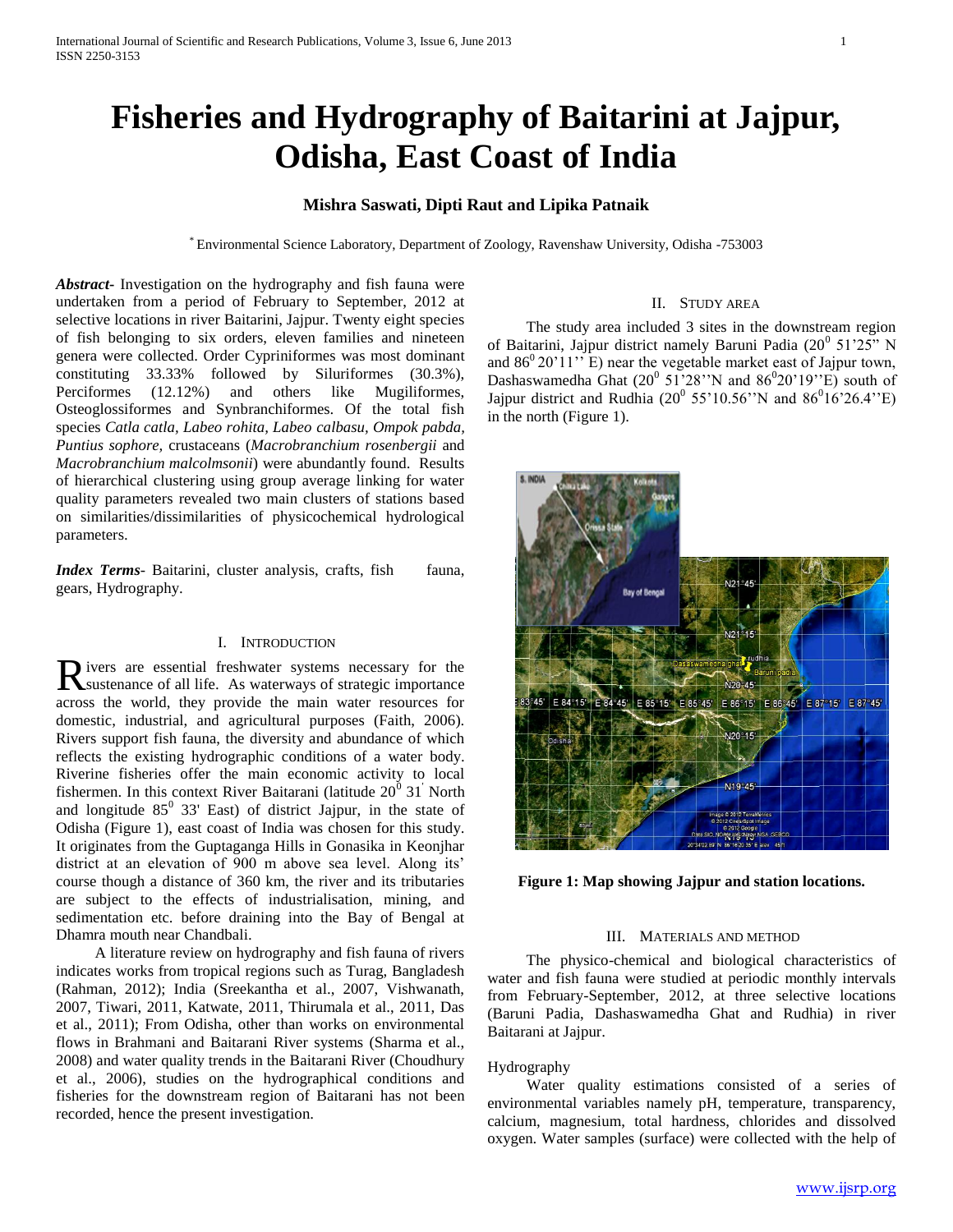# Fisheries and Hydrography of Baitarini at Jajpur, Odisha, East Coast of India

**Mishra Saswati, Dipti Raut and Lipika Patnaik**

[*] Environmental Science Laboratory, Department of Zoology, Ravenshaw University, Odisha -753003

***Abstract*-** Investigation on the hydrography and fish fauna were undertaken from a period of February to September, 2012 at selective locations in river Baitarini, Jajpur. Twenty eight species of fish belonging to six orders, eleven families and nineteen genera were collected. Order Cypriniformes was most dominant constituting 33.33% followed by Siluriformes (30.3%), Perciformes (12.12%) and others like Mugiliformes, Osteoglossiformes and Synbranchiformes. Of the total fish species *Catla catla, Labeo rohita, Labeo calbasu, Ompok pabda, Puntius sophore,* crustaceans (*Macrobranchium rosenbergii* and *Macrobranchium malcolmsonii*) were abundantly found. Results of hierarchical clustering using group average linking for water quality parameters revealed two main clusters of stations based on similarities/dissimilarities of physicochemical hydrological parameters.

***Index Terms*-** Baitarini, cluster analysis, crafts, fish fauna, gears, Hydrography.

## I. Introduction

Rivers are essential freshwater systems necessary for the sustenance of all life. As waterways of strategic importance across the world, they provide the main water resources for domestic, industrial, and agricultural purposes (Faith, 2006). Rivers support fish fauna, the diversity and abundance of which reflects the existing hydrographic conditions of a water body. Riverine fisheries offer the main economic activity to local fishermen. In this context River Baitarani (latitude $20^0$ 31' North and longitude $85^0$ 33' East) of district Jajpur, in the state of Odisha (Figure 1), east coast of India was chosen for this study. It originates from the Guptaganga Hills in Gonasika in Keonjhar district at an elevation of 900 m above sea level. Along its' course though a distance of 360 km, the river and its tributaries are subject to the effects of industrialisation, mining, and sedimentation etc. before draining into the Bay of Bengal at Dhamra mouth near Chandbali.

A literature review on hydrography and fish fauna of rivers indicates works from tropical regions such as Turag, Bangladesh (Rahman, 2012); India (Sreekantha et al., 2007, Vishwanath, 2007, Tiwari, 2011, Katwate, 2011, Thirumala et al., 2011, Das et al., 2011); From Odisha, other than works on environmental flows in Brahmani and Baitarani River systems (Sharma et al., 2008) and water quality trends in the Baitarani River (Choudhury et al., 2006), studies on the hydrographical conditions and fisheries for the downstream region of Baitarani has not been recorded, hence the present investigation.

## II. Study Area

The study area included 3 sites in the downstream region of Baitarini, Jajpur district namely Baruni Padia ($20^0$ 51'25" N and $86^0$ 20'11'' E) near the vegetable market east of Jajpur town, Dashaswamedha Ghat ($20^0$ 51'28''N and $86^0$20'19''E) south of Jajpur district and Rudhia ($20^0$ 55'10.56''N and $86^0$16'26.4''E) in the north (Figure 1).

**Figure 1: Map showing Jajpur and station locations.**

## III. Materials and Method

The physico-chemical and biological characteristics of water and fish fauna were studied at periodic monthly intervals from February-September, 2012, at three selective locations (Baruni Padia, Dashaswamedha Ghat and Rudhia) in river Baitarani at Jajpur.

### Hydrography

Water quality estimations consisted of a series of environmental variables namely pH, temperature, transparency, calcium, magnesium, total hardness, chlorides and dissolved oxygen. Water samples (surface) were collected with the help of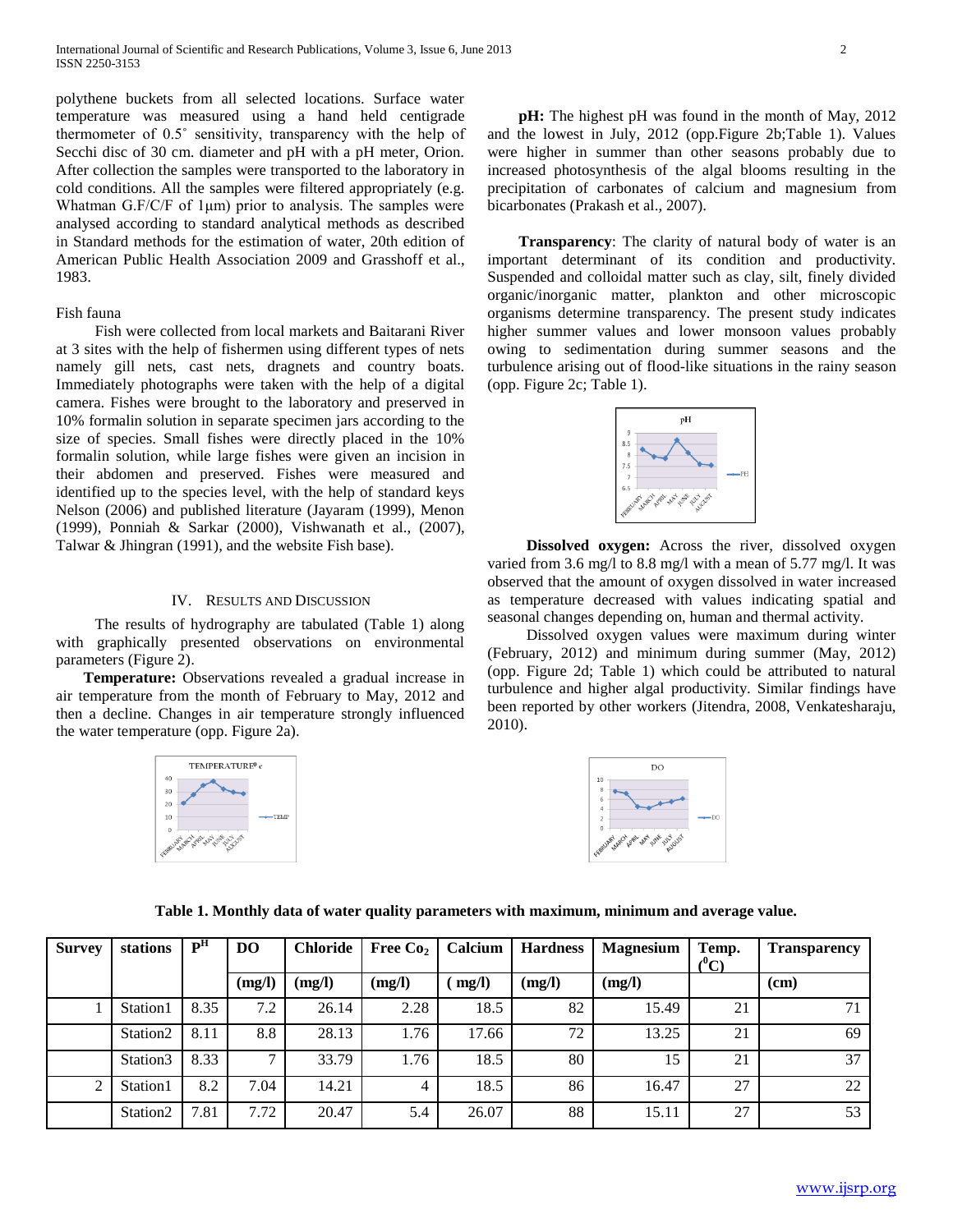polythene buckets from all selected locations. Surface water temperature was measured using a hand held centigrade thermometer of 0.5˚ sensitivity, transparency with the help of Secchi disc of 30 cm. diameter and pH with a pH meter, Orion. After collection the samples were transported to the laboratory in cold conditions. All the samples were filtered appropriately (e.g. Whatman G.F/C/F of 1µm) prior to analysis. The samples were analysed according to standard analytical methods as described in Standard methods for the estimation of water, 20th edition of American Public Health Association 2009 and Grasshoff et al., 1983.

Fish fauna

Fish were collected from local markets and Baitarani River at 3 sites with the help of fishermen using different types of nets namely gill nets, cast nets, dragnets and country boats. Immediately photographs were taken with the help of a digital camera. Fishes were brought to the laboratory and preserved in 10% formalin solution in separate specimen jars according to the size of species. Small fishes were directly placed in the 10% formalin solution, while large fishes were given an incision in their abdomen and preserved. Fishes were measured and identified up to the species level, with the help of standard keys Nelson (2006) and published literature (Jayaram (1999), Menon (1999), Ponniah & Sarkar (2000), Vishwanath et al., (2007), Talwar & Jhingran (1991), and the website Fish base).

## IV. Results and Discussion

The results of hydrography are tabulated (Table 1) along with graphically presented observations on environmental parameters (Figure 2).

**Temperature:** Observations revealed a gradual increase in air temperature from the month of February to May, 2012 and then a decline. Changes in air temperature strongly influenced the water temperature (opp. Figure 2a).

**pH:** The highest pH was found in the month of May, 2012 and the lowest in July, 2012 (opp.Figure 2b;Table 1). Values were higher in summer than other seasons probably due to increased photosynthesis of the algal blooms resulting in the precipitation of carbonates of calcium and magnesium from bicarbonates (Prakash et al., 2007).

**Transparency**: The clarity of natural body of water is an important determinant of its condition and productivity. Suspended and colloidal matter such as clay, silt, finely divided organic/inorganic matter, plankton and other microscopic organisms determine transparency. The present study indicates higher summer values and lower monsoon values probably owing to sedimentation during summer seasons and the turbulence arising out of flood-like situations in the rainy season (opp. Figure 2c; Table 1).

**Dissolved oxygen:** Across the river, dissolved oxygen varied from 3.6 mg/l to 8.8 mg/l with a mean of 5.77 mg/l. It was observed that the amount of oxygen dissolved in water increased as temperature decreased with values indicating spatial and seasonal changes depending on, human and thermal activity.

Dissolved oxygen values were maximum during winter (February, 2012) and minimum during summer (May, 2012) (opp. Figure 2d; Table 1) which could be attributed to natural turbulence and higher algal productivity. Similar findings have been reported by other workers (Jitendra, 2008, Venkatesharaju, 2010).

**Table 1. Monthly data of water quality parameters with maximum, minimum and average value.**

| Survey | stations | $P^H$ | DO | Chloride | Free $Co_2$ | Calcium | Hardness | Magnesium | Temp. ($^0$C) | Transparency |
|---|---|---|---|---|---|---|---|---|---|---|
| | | | (mg/l) | (mg/l) | (mg/l) | ( mg/l) | (mg/l) | (mg/l) | | (cm) |
| 1 | Station1 | 8.35 | 7.2 | 26.14 | 2.28 | 18.5 | 82 | 15.49 | 21 | 71 |
| | Station2 | 8.11 | 8.8 | 28.13 | 1.76 | 17.66 | 72 | 13.25 | 21 | 69 |
| | Station3 | 8.33 | 7 | 33.79 | 1.76 | 18.5 | 80 | 15 | 21 | 37 |
| 2 | Station1 | 8.2 | 7.04 | 14.21 | 4 | 18.5 | 86 | 16.47 | 27 | 22 |
| | Station2 | 7.81 | 7.72 | 20.47 | 5.4 | 26.07 | 88 | 15.11 | 27 | 53 |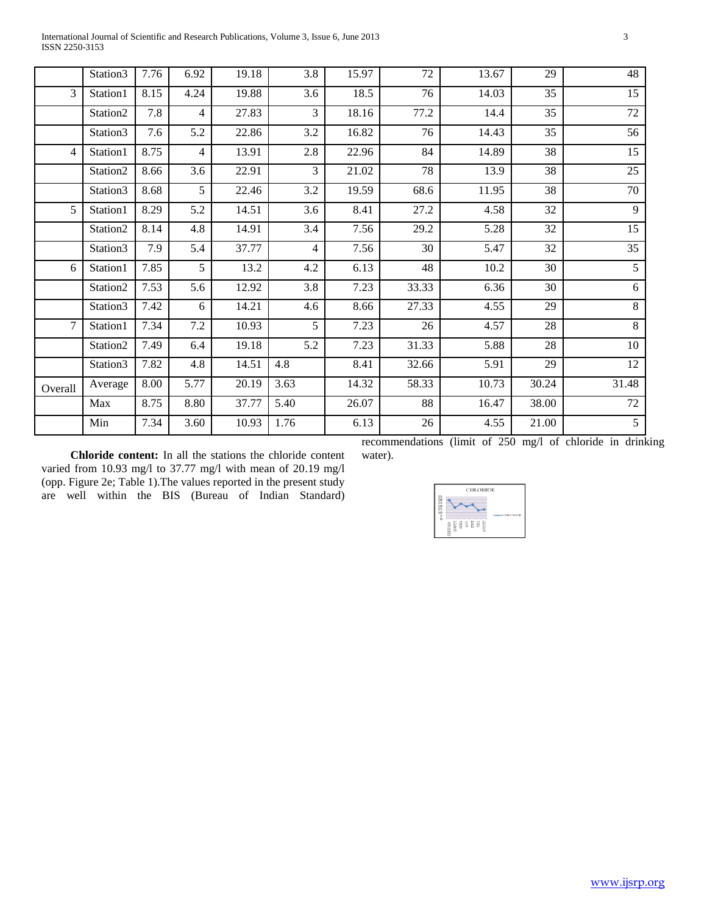| | Station3 | 7.76 | 6.92 | 19.18 | 3.8 | 15.97 | 72 | 13.67 | 29 | 48 |
|---|---|---|---|---|---|---|---|---|---|---|
| 3 | Station1 | 8.15 | 4.24 | 19.88 | 3.6 | 18.5 | 76 | 14.03 | 35 | 15 |
| | Station2 | 7.8 | 4 | 27.83 | 3 | 18.16 | 77.2 | 14.4 | 35 | 72 |
| | Station3 | 7.6 | 5.2 | 22.86 | 3.2 | 16.82 | 76 | 14.43 | 35 | 56 |
| 4 | Station1 | 8.75 | 4 | 13.91 | 2.8 | 22.96 | 84 | 14.89 | 38 | 15 |
| | Station2 | 8.66 | 3.6 | 22.91 | 3 | 21.02 | 78 | 13.9 | 38 | 25 |
| | Station3 | 8.68 | 5 | 22.46 | 3.2 | 19.59 | 68.6 | 11.95 | 38 | 70 |
| 5 | Station1 | 8.29 | 5.2 | 14.51 | 3.6 | 8.41 | 27.2 | 4.58 | 32 | 9 |
| | Station2 | 8.14 | 4.8 | 14.91 | 3.4 | 7.56 | 29.2 | 5.28 | 32 | 15 |
| | Station3 | 7.9 | 5.4 | 37.77 | 4 | 7.56 | 30 | 5.47 | 32 | 35 |
| 6 | Station1 | 7.85 | 5 | 13.2 | 4.2 | 6.13 | 48 | 10.2 | 30 | 5 |
| | Station2 | 7.53 | 5.6 | 12.92 | 3.8 | 7.23 | 33.33 | 6.36 | 30 | 6 |
| | Station3 | 7.42 | 6 | 14.21 | 4.6 | 8.66 | 27.33 | 4.55 | 29 | 8 |
| 7 | Station1 | 7.34 | 7.2 | 10.93 | 5 | 7.23 | 26 | 4.57 | 28 | 8 |
| | Station2 | 7.49 | 6.4 | 19.18 | 5.2 | 7.23 | 31.33 | 5.88 | 28 | 10 |
| | Station3 | 7.82 | 4.8 | 14.51 | 4.8 | 8.41 | 32.66 | 5.91 | 29 | 12 |
| Overall | Average | 8.00 | 5.77 | 20.19 | 3.63 | 14.32 | 58.33 | 10.73 | 30.24 | 31.48 |
| | Max | 8.75 | 8.80 | 37.77 | 5.40 | 26.07 | 88 | 16.47 | 38.00 | 72 |
| | Min | 7.34 | 3.60 | 10.93 | 1.76 | 6.13 | 26 | 4.55 | 21.00 | 5 |

**Chloride content:** In all the stations the chloride content varied from 10.93 mg/l to 37.77 mg/l with mean of 20.19 mg/l (opp. Figure 2e; Table 1).The values reported in the present study are well within the BIS (Bureau of Indian Standard) recommendations (limit of 250 mg/l of chloride in drinking water).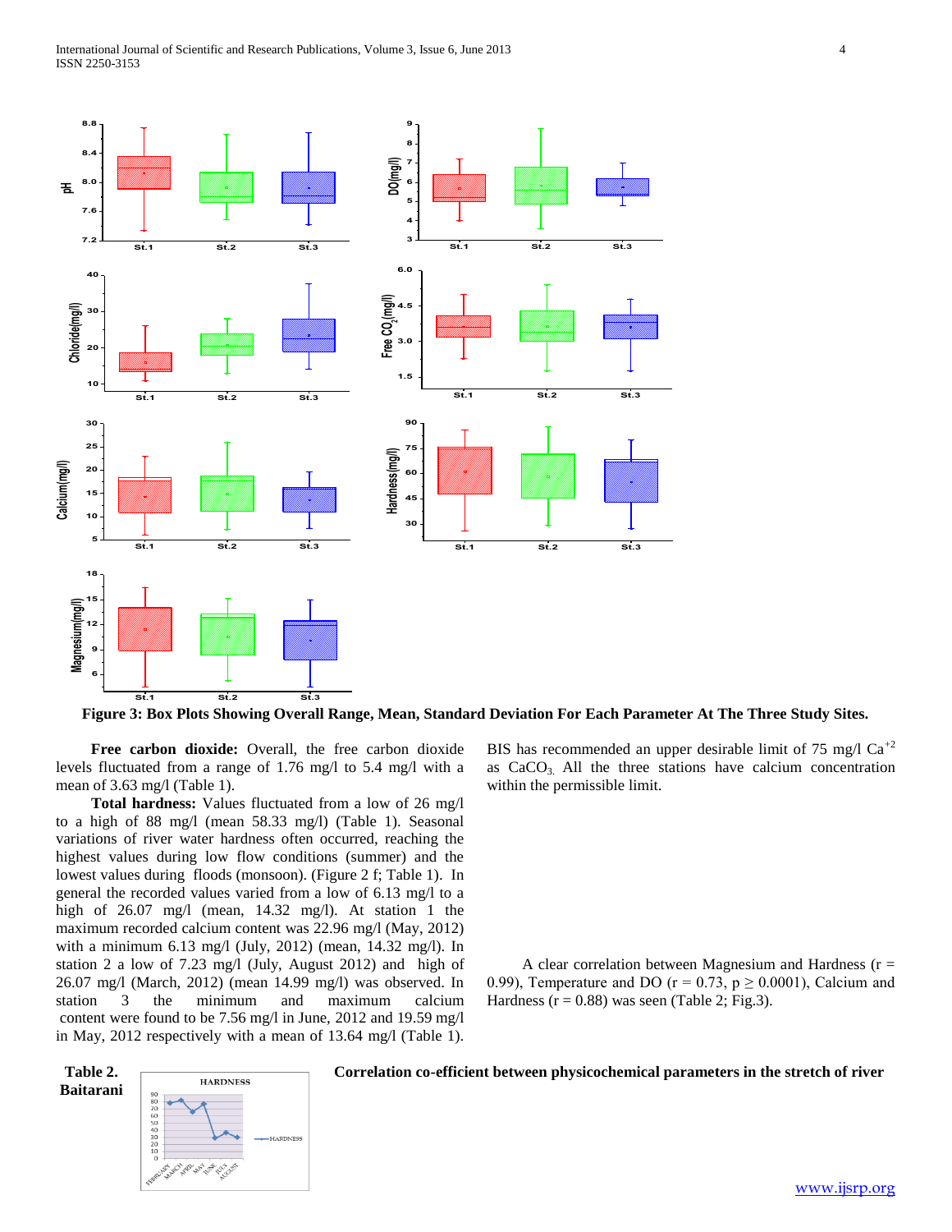**Figure 3: Box Plots Showing Overall Range, Mean, Standard Deviation For Each Parameter At The Three Study Sites.**

**Free carbon dioxide:** Overall, the free carbon dioxide levels fluctuated from a range of 1.76 mg/l to 5.4 mg/l with a mean of 3.63 mg/l (Table 1).

**Total hardness:** Values fluctuated from a low of 26 mg/l to a high of 88 mg/l (mean 58.33 mg/l) (Table 1). Seasonal variations of river water hardness often occurred, reaching the highest values during low flow conditions (summer) and the lowest values during floods (monsoon). (Figure 2 f; Table 1). In general the recorded values varied from a low of 6.13 mg/l to a high of 26.07 mg/l (mean, 14.32 mg/l). At station 1 the maximum recorded calcium content was 22.96 mg/l (May, 2012) with a minimum 6.13 mg/l (July, 2012) (mean, 14.32 mg/l). In station 2 a low of 7.23 mg/l (July, August 2012) and high of 26.07 mg/l (March, 2012) (mean 14.99 mg/l) was observed. In station 3 the minimum and maximum calcium content were found to be 7.56 mg/l in June, 2012 and 19.59 mg/l in May, 2012 respectively with a mean of 13.64 mg/l (Table 1).

BIS has recommended an upper desirable limit of 75 mg/l $Ca^{+2}$ as $CaCO_3$. All the three stations have calcium concentration within the permissible limit.

A clear correlation between Magnesium and Hardness (r = 0.99), Temperature and DO (r = 0.73, p ≥ 0.0001), Calcium and Hardness (r = 0.88) was seen (Table 2; Fig.3).

**Table 2. Correlation co-efficient between physicochemical parameters in the stretch of river Baitarani**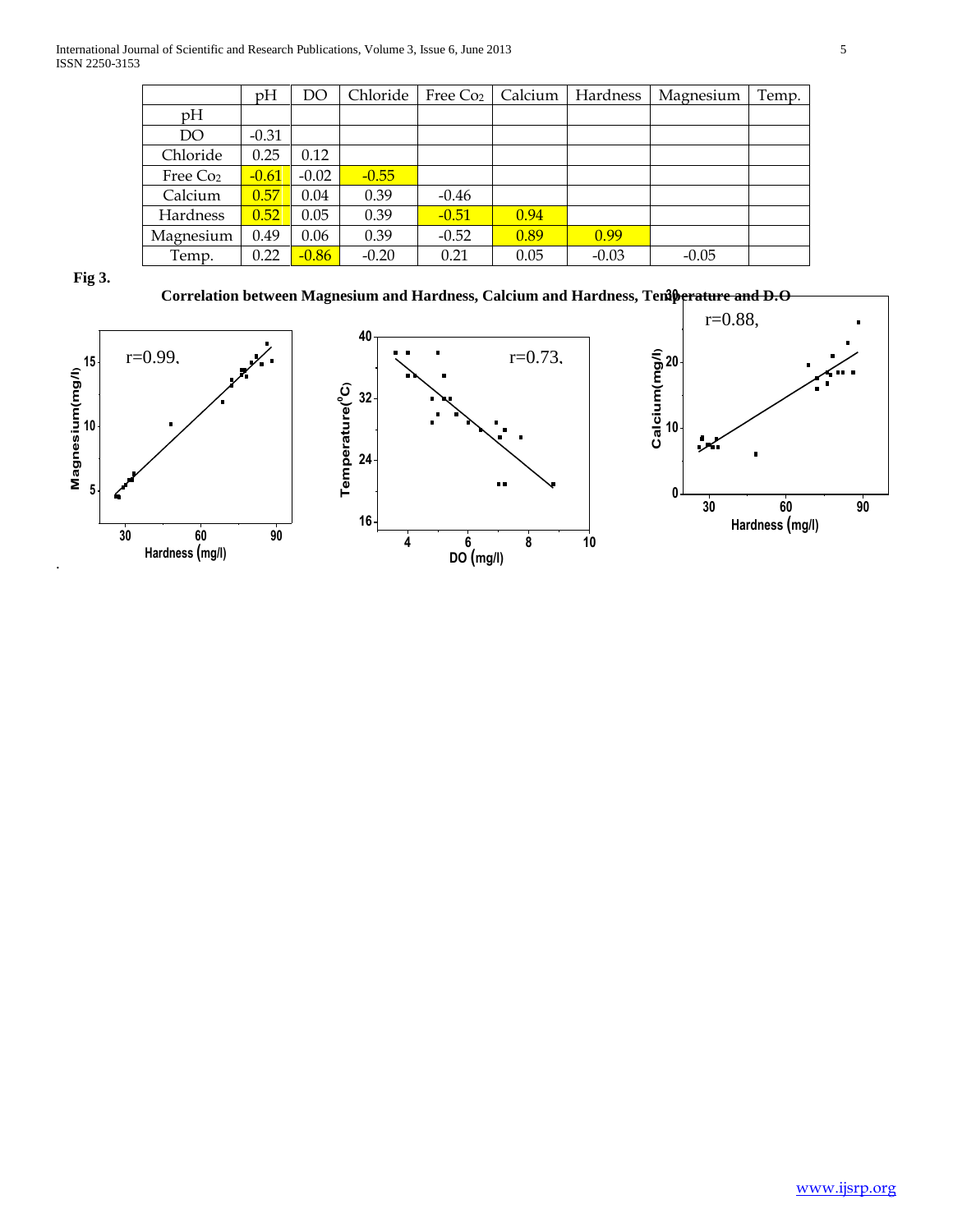|  | pH | DO | Chloride | Free $CO_2$ | Calcium | Hardness | Magnesium | Temp. |
|---|---|---|---|---|---|---|---|---|
| pH |  |  |  |  |  |  |  |  |
| DO | -0.31 |  |  |  |  |  |  |  |
| Chloride | 0.25 | 0.12 |  |  |  |  |  |  |
| Free $CO_2$ | -0.61 | -0.02 | -0.55 |  |  |  |  |  |
| Calcium | 0.57 | 0.04 | 0.39 | -0.46 |  |  |  |  |
| Hardness | 0.52 | 0.05 | 0.39 | -0.51 | 0.94 |  |  |  |
| Magnesium | 0.49 | 0.06 | 0.39 | -0.52 | 0.89 | 0.99 |  |  |
| Temp. | 0.22 | -0.86 | -0.20 | 0.21 | 0.05 | -0.03 | -0.05 |  |

**Fig 3.**

**Correlation between Magnesium and Hardness, Calcium and Hardness, Temperature and D.O**

r=0.99, r=0.73, r=0.88,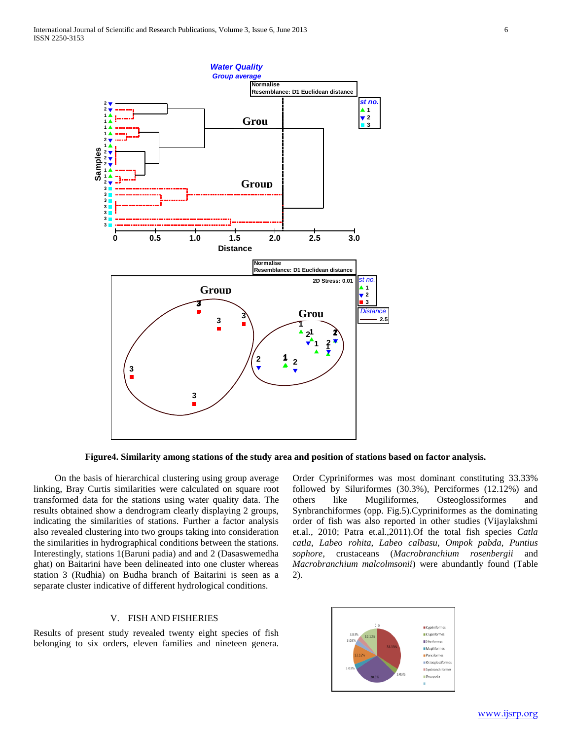Figure4. Similarity among stations of the study area and position of stations based on factor analysis.

On the basis of hierarchical clustering using group average linking, Bray Curtis similarities were calculated on square root transformed data for the stations using water quality data. The results obtained show a dendrogram clearly displaying 2 groups, indicating the similarities of stations. Further a factor analysis also revealed clustering into two groups taking into consideration the similarities in hydrographical conditions between the stations. Interestingly, stations 1(Baruni padia) and and 2 (Dasaswemedha ghat) on Baitarini have been delineated into one cluster whereas station 3 (Rudhia) on Budha branch of Baitarini is seen as a separate cluster indicative of different hydrological conditions.

## V. FISH AND FISHERIES

Results of present study revealed twenty eight species of fish belonging to six orders, eleven families and nineteen genera. Order Cypriniformes was most dominant constituting 33.33% followed by Siluriformes (30.3%), Perciformes (12.12%) and others like Mugiliformes, Osteoglossiformes and Synbranchiformes (opp. Fig.5).Cypriniformes as the dominating order of fish was also reported in other studies (Vijaylakshmi et.al., 2010; Patra et.al.,2011).Of the total fish species *Catla catla, Labeo rohita, Labeo calbasu, Ompok pabda, Puntius sophore,* crustaceans (*Macrobranchium rosenbergii* and *Macrobranchium malcolmsonii*) were abundantly found (Table 2).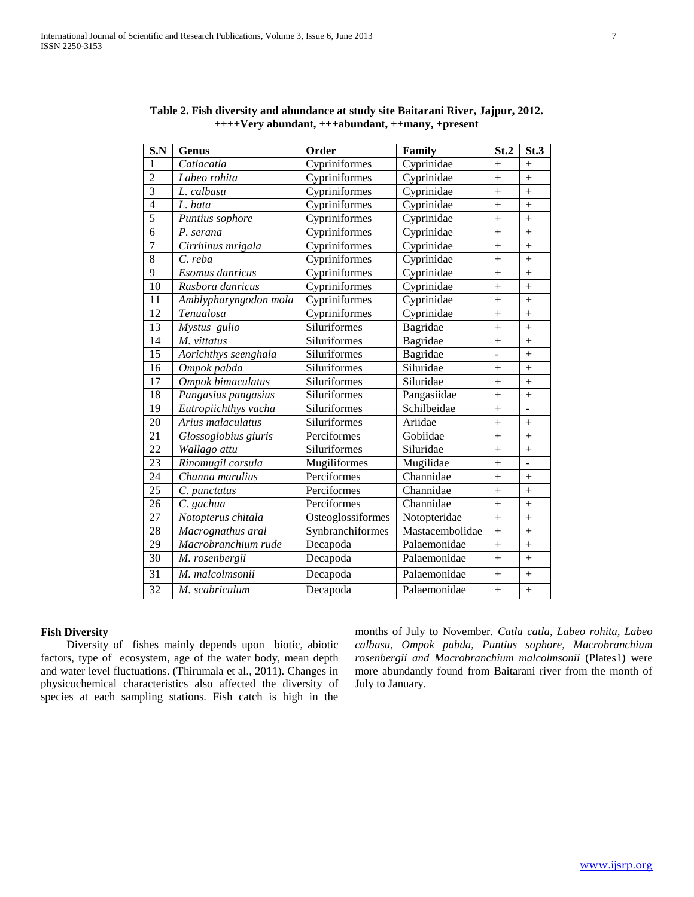**Table 2. Fish diversity and abundance at study site Baitarani River, Jajpur, 2012. ++++Very abundant, +++abundant, ++many, +present**

| S.N | Genus | Order | Family | St.2 | St.3 |
|---|---|---|---|---|---|
| 1 | *Catlacatla* | Cypriniformes | Cyprinidae | + | + |
| 2 | *Labeo rohita* | Cypriniformes | Cyprinidae | + | + |
| 3 | *L. calbasu* | Cypriniformes | Cyprinidae | + | + |
| 4 | *L. bata* | Cypriniformes | Cyprinidae | + | + |
| 5 | *Puntius sophore* | Cypriniformes | Cyprinidae | + | + |
| 6 | *P. serana* | Cypriniformes | Cyprinidae | + | + |
| 7 | *Cirrhinus mrigala* | Cypriniformes | Cyprinidae | + | + |
| 8 | *C. reba* | Cypriniformes | Cyprinidae | + | + |
| 9 | *Esomus danricus* | Cypriniformes | Cyprinidae | + | + |
| 10 | *Rasbora danricus* | Cypriniformes | Cyprinidae | + | + |
| 11 | *Amblypharyngodon mola* | Cypriniformes | Cyprinidae | + | + |
| 12 | *Tenualosa* | Cypriniformes | Cyprinidae | + | + |
| 13 | *Mystus gulio* | Siluriformes | Bagridae | + | + |
| 14 | *M. vittatus* | Siluriformes | Bagridae | + | + |
| 15 | *Aorichthys seenghala* | Siluriformes | Bagridae | - | + |
| 16 | *Ompok pabda* | Siluriformes | Siluridae | + | + |
| 17 | *Ompok bimaculatus* | Siluriformes | Siluridae | + | + |
| 18 | *Pangasius pangasius* | Siluriformes | Pangasiidae | + | + |
| 19 | *Eutropiichthys vacha* | Siluriformes | Schilbeidae | + | - |
| 20 | *Arius malaculatus* | Siluriformes | Ariidae | + | + |
| 21 | *Glossoglobius giuris* | Perciformes | Gobiidae | + | + |
| 22 | *Wallago attu* | Siluriformes | Siluridae | + | + |
| 23 | *Rinomugil corsula* | Mugiliformes | Mugilidae | + | - |
| 24 | *Channa marulius* | Perciformes | Channidae | + | + |
| 25 | *C. punctatus* | Perciformes | Channidae | + | + |
| 26 | *C. gachua* | Perciformes | Channidae | + | + |
| 27 | *Notopterus chitala* | Osteoglossiformes | Notopteridae | + | + |
| 28 | *Macrognathus aral* | Synbranchiformes | Mastacembolidae | + | + |
| 29 | *Macrobranchium rude* | Decapoda | Palaemonidae | + | + |
| 30 | *M. rosenbergii* | Decapoda | Palaemonidae | + | + |
| 31 | *M. malcolmsonii* | Decapoda | Palaemonidae | + | + |
| 32 | *M. scabriculum* | Decapoda | Palaemonidae | + | + |

**Fish Diversity**

Diversity of fishes mainly depends upon biotic, abiotic factors, type of ecosystem, age of the water body, mean depth and water level fluctuations. (Thirumala et al., 2011). Changes in physicochemical characteristics also affected the diversity of species at each sampling stations. Fish catch is high in the months of July to November. *Catla catla, Labeo rohita, Labeo calbasu, Ompok pabda, Puntius sophore, Macrobranchium rosenbergii and Macrobranchium malcolmsonii* (Plates1) were more abundantly found from Baitarani river from the month of July to January.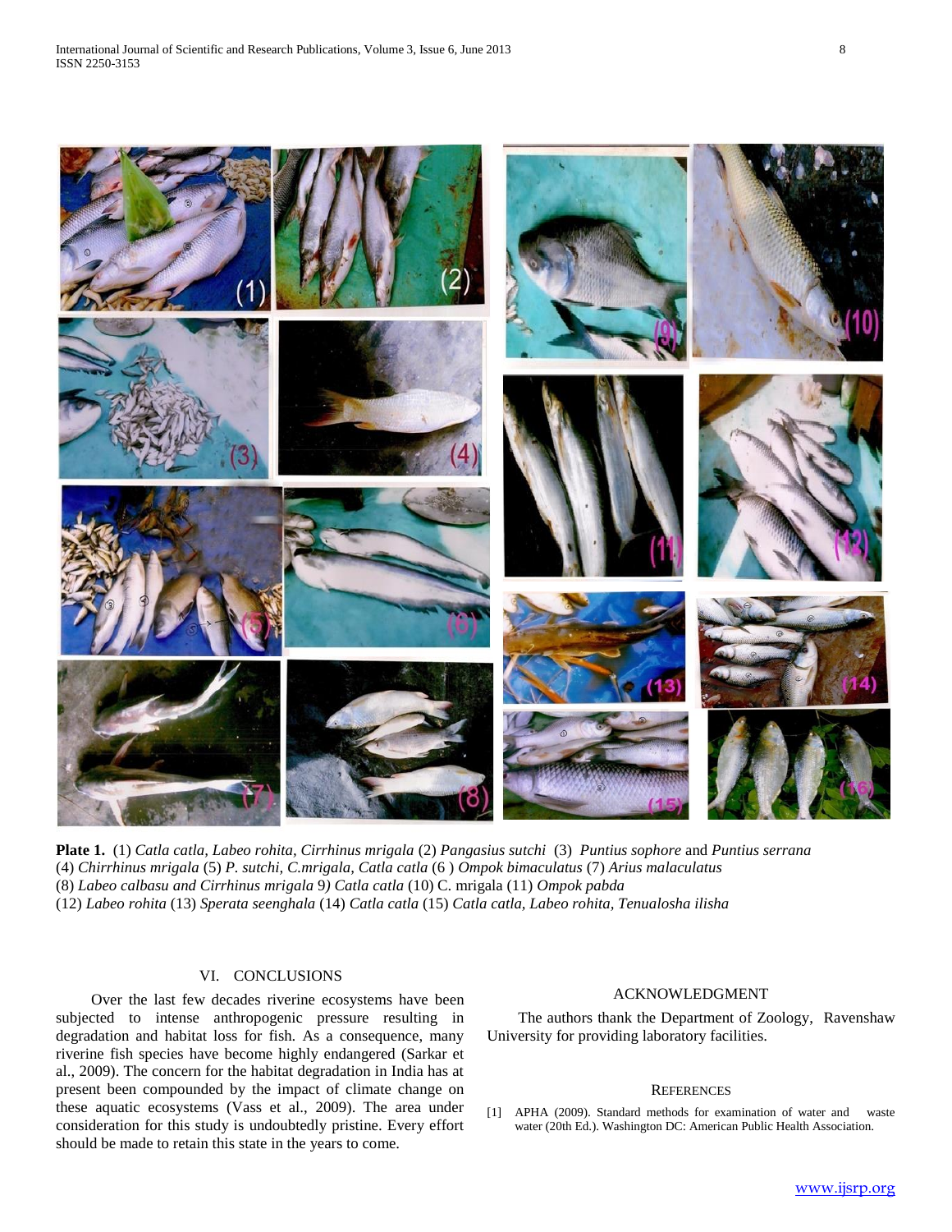**Plate 1.** (1) *Catla catla, Labeo rohita, Cirrhinus mrigala* (2) *Pangasius sutchi* (3) *Puntius sophore* and *Puntius serrana* (4) *Chirrhinus mrigala* (5) *P. sutchi, C.mrigala, Catla catla* (6 ) *Ompok bimaculatus* (7) *Arius malaculatus* (8) *Labeo calbasu and Cirrhinus mrigala* 9*) Catla catla* (10) C. mrigala (11) *Ompok pabda* (12) *Labeo rohita* (13) *Sperata seenghala* (14) *Catla catla* (15) *Catla catla, Labeo rohita, Tenualosha ilisha*

## VI. CONCLUSIONS

Over the last few decades riverine ecosystems have been subjected to intense anthropogenic pressure resulting in degradation and habitat loss for fish. As a consequence, many riverine fish species have become highly endangered (Sarkar et al., 2009). The concern for the habitat degradation in India has at present been compounded by the impact of climate change on these aquatic ecosystems (Vass et al., 2009). The area under consideration for this study is undoubtedly pristine. Every effort should be made to retain this state in the years to come.

## ACKNOWLEDGMENT

The authors thank the Department of Zoology, Ravenshaw University for providing laboratory facilities.

## REFERENCES

[1] APHA (2009). Standard methods for examination of water and waste water (20th Ed.). Washington DC: American Public Health Association.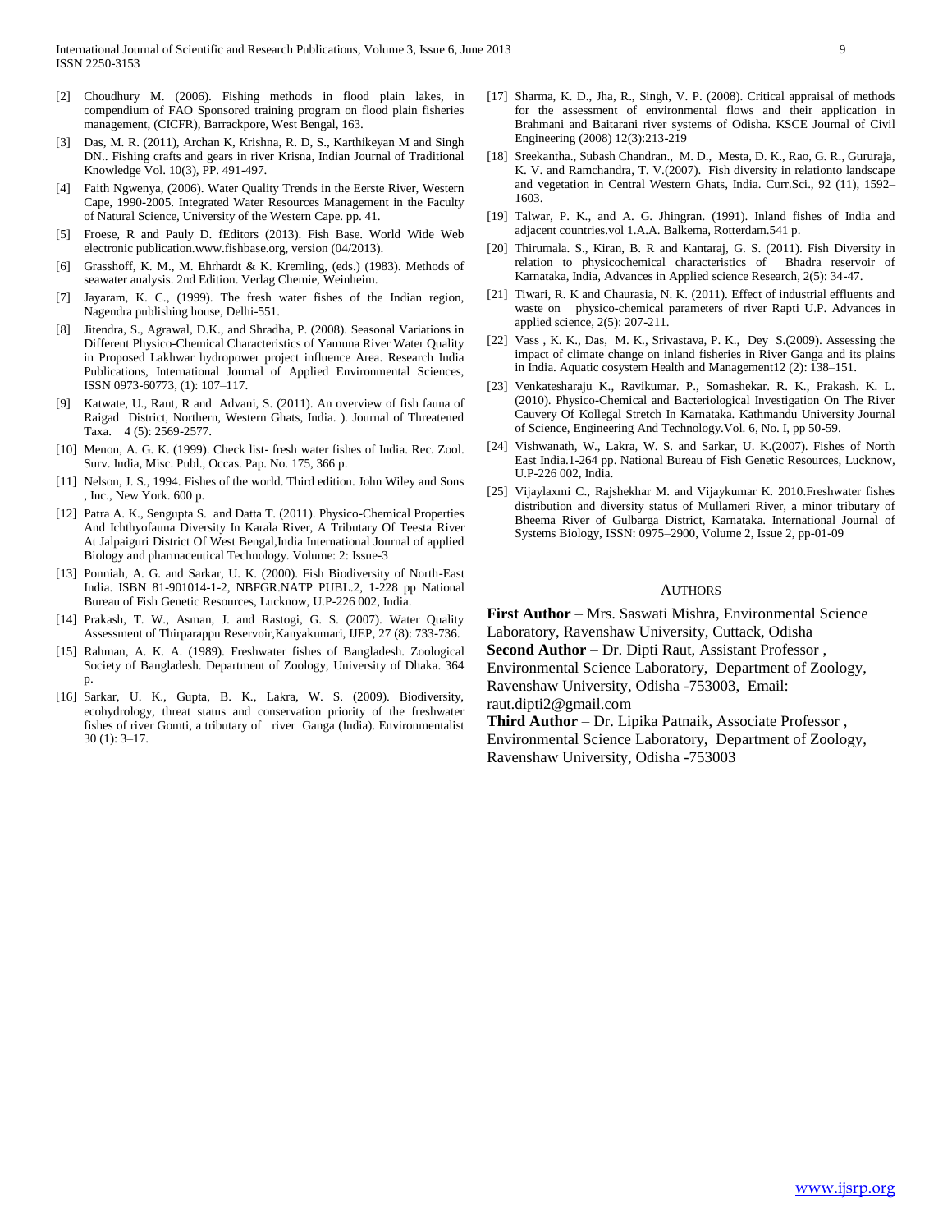[2] Choudhury M. (2006). Fishing methods in flood plain lakes, in compendium of FAO Sponsored training program on flood plain fisheries management, (CICFR), Barrackpore, West Bengal, 163.

[3] Das, M. R. (2011), Archan K, Krishna, R. D, S., Karthikeyan M and Singh DN.. Fishing crafts and gears in river Krisna, Indian Journal of Traditional Knowledge Vol. 10(3), PP. 491-497.

[4] Faith Ngwenya, (2006). Water Quality Trends in the Eerste River, Western Cape, 1990-2005. Integrated Water Resources Management in the Faculty of Natural Science, University of the Western Cape. pp. 41.

[5] Froese, R and Pauly D. fEditors (2013). Fish Base. World Wide Web electronic publication.www.fishbase.org, version (04/2013).

[6] Grasshoff, K. M., M. Ehrhardt & K. Kremling, (eds.) (1983). Methods of seawater analysis. 2nd Edition. Verlag Chemie, Weinheim.

[7] Jayaram, K. C., (1999). The fresh water fishes of the Indian region, Nagendra publishing house, Delhi-551.

[8] Jitendra, S., Agrawal, D.K., and Shradha, P. (2008). Seasonal Variations in Different Physico-Chemical Characteristics of Yamuna River Water Quality in Proposed Lakhwar hydropower project influence Area. Research India Publications, International Journal of Applied Environmental Sciences, ISSN 0973-60773, (1): 107–117.

[9] Katwate, U., Raut, R and Advani, S. (2011). An overview of fish fauna of Raigad District, Northern, Western Ghats, India. ). Journal of Threatened Taxa. 4 (5): 2569-2577.

[10] Menon, A. G. K. (1999). Check list- fresh water fishes of India. Rec. Zool. Surv. India, Misc. Publ., Occas. Pap. No. 175, 366 p.

[11] Nelson, J. S., 1994. Fishes of the world. Third edition. John Wiley and Sons , Inc., New York. 600 p.

[12] Patra A. K., Sengupta S. and Datta T. (2011). Physico-Chemical Properties And Ichthyofauna Diversity In Karala River, A Tributary Of Teesta River At Jalpaiguri District Of West Bengal,India International Journal of applied Biology and pharmaceutical Technology. Volume: 2: Issue-3

[13] Ponniah, A. G. and Sarkar, U. K. (2000). Fish Biodiversity of North-East India. ISBN 81-901014-1-2, NBFGR.NATP PUBL.2, 1-228 pp National Bureau of Fish Genetic Resources, Lucknow, U.P-226 002, India.

[14] Prakash, T. W., Asman, J. and Rastogi, G. S. (2007). Water Quality Assessment of Thirparappu Reservoir,Kanyakumari, IJEP, 27 (8): 733-736.

[15] Rahman, A. K. A. (1989). Freshwater fishes of Bangladesh. Zoological Society of Bangladesh. Department of Zoology, University of Dhaka. 364 p.

[16] Sarkar, U. K., Gupta, B. K., Lakra, W. S. (2009). Biodiversity, ecohydrology, threat status and conservation priority of the freshwater fishes of river Gomti, a tributary of river Ganga (India). Environmentalist 30 (1): 3–17.

[17] Sharma, K. D., Jha, R., Singh, V. P. (2008). Critical appraisal of methods for the assessment of environmental flows and their application in Brahmani and Baitarani river systems of Odisha. KSCE Journal of Civil Engineering (2008) 12(3):213-219

[18] Sreekantha., Subash Chandran., M. D., Mesta, D. K., Rao, G. R., Gururaja, K. V. and Ramchandra, T. V.(2007). Fish diversity in relationto landscape and vegetation in Central Western Ghats, India. Curr.Sci., 92 (11), 1592–1603.

[19] Talwar, P. K., and A. G. Jhingran. (1991). Inland fishes of India and adjacent countries.vol 1.A.A. Balkema, Rotterdam.541 p.

[20] Thirumala. S., Kiran, B. R and Kantaraj, G. S. (2011). Fish Diversity in relation to physicochemical characteristics of Bhadra reservoir of Karnataka, India, Advances in Applied science Research, 2(5): 34-47.

[21] Tiwari, R. K and Chaurasia, N. K. (2011). Effect of industrial effluents and waste on physico-chemical parameters of river Rapti U.P. Advances in applied science, 2(5): 207-211.

[22] Vass , K. K., Das, M. K., Srivastava, P. K., Dey S.(2009). Assessing the impact of climate change on inland fisheries in River Ganga and its plains in India. Aquatic cosystem Health and Management12 (2): 138–151.

[23] Venkatesharaju K., Ravikumar. P., Somashekar. R. K., Prakash. K. L. (2010). Physico-Chemical and Bacteriological Investigation On The River Cauvery Of Kollegal Stretch In Karnataka. Kathmandu University Journal of Science, Engineering And Technology.Vol. 6, No. I, pp 50-59.

[24] Vishwanath, W., Lakra, W. S. and Sarkar, U. K.(2007). Fishes of North East India.1-264 pp. National Bureau of Fish Genetic Resources, Lucknow, U.P-226 002, India.

[25] Vijaylaxmi C., Rajshekhar M. and Vijaykumar K. 2010.Freshwater fishes distribution and diversity status of Mullameri River, a minor tributary of Bheema River of Gulbarga District, Karnataka. International Journal of Systems Biology, ISSN: 0975–2900, Volume 2, Issue 2, pp-01-09

## AUTHORS

**First Author** – Mrs. Saswati Mishra, Environmental Science Laboratory, Ravenshaw University, Cuttack, Odisha

**Second Author** – Dr. Dipti Raut, Assistant Professor , Environmental Science Laboratory, Department of Zoology, Ravenshaw University, Odisha -753003, Email: raut.dipti2@gmail.com

**Third Author** – Dr. Lipika Patnaik, Associate Professor , Environmental Science Laboratory, Department of Zoology, Ravenshaw University, Odisha -753003